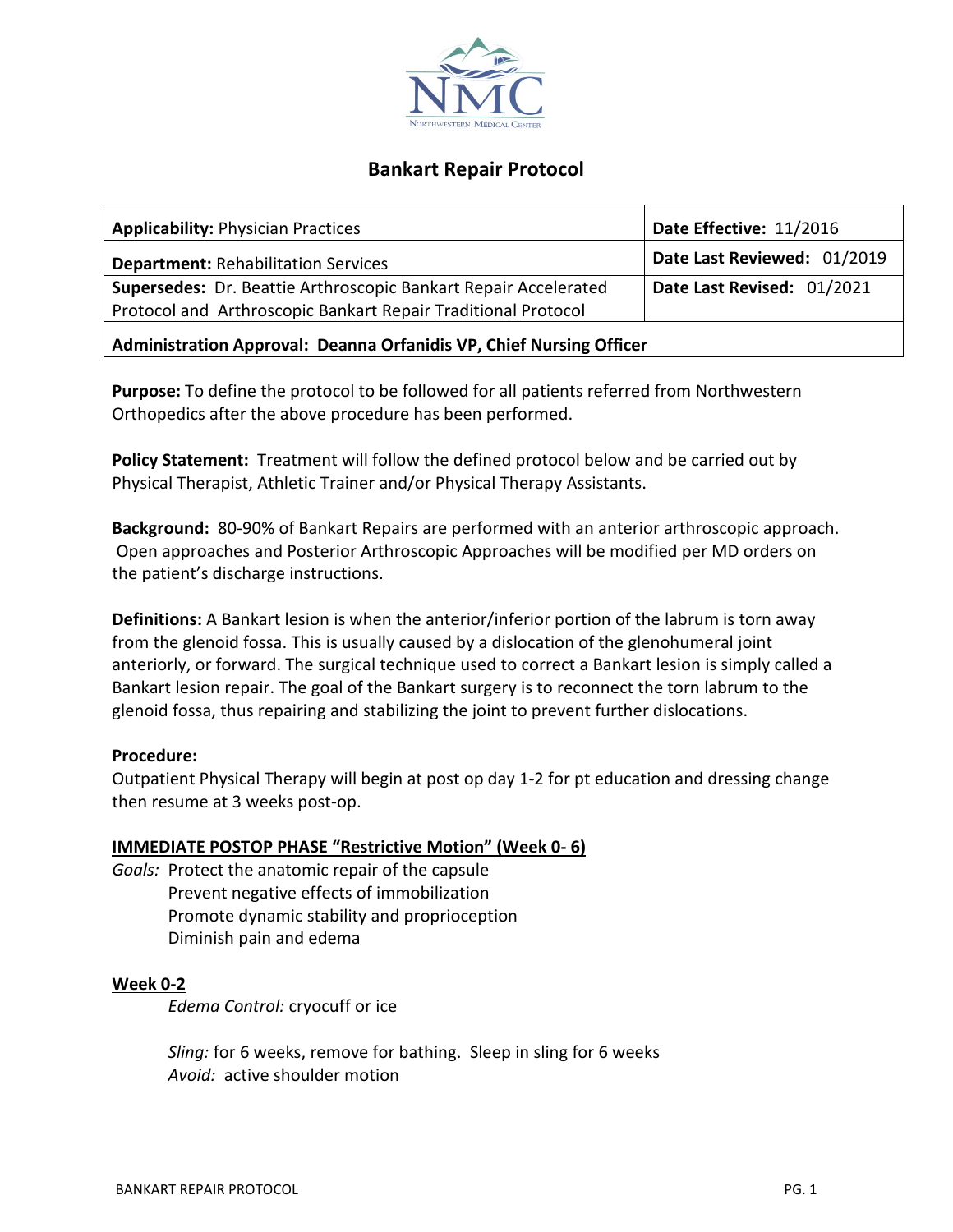# Bankart Repair Protocol

| **Applicability:** Physician Practices | **Date Effective:** 11/2016 |
|---|---|
| **Department:** Rehabilitation Services | **Date Last Reviewed:** 01/2019 |
| **Supersedes:** Dr. Beattie Arthroscopic Bankart Repair Accelerated Protocol and Arthroscopic Bankart Repair Traditional Protocol | **Date Last Revised:** 01/2021 |
| **Administration Approval: Deanna Orfanidis VP, Chief Nursing Officer** | |

**Purpose:** To define the protocol to be followed for all patients referred from Northwestern Orthopedics after the above procedure has been performed.

**Policy Statement:** Treatment will follow the defined protocol below and be carried out by Physical Therapist, Athletic Trainer and/or Physical Therapy Assistants.

**Background:** 80-90% of Bankart Repairs are performed with an anterior arthroscopic approach. Open approaches and Posterior Arthroscopic Approaches will be modified per MD orders on the patient's discharge instructions.

**Definitions:** A Bankart lesion is when the anterior/inferior portion of the labrum is torn away from the glenoid fossa. This is usually caused by a dislocation of the glenohumeral joint anteriorly, or forward. The surgical technique used to correct a Bankart lesion is simply called a Bankart lesion repair. The goal of the Bankart surgery is to reconnect the torn labrum to the glenoid fossa, thus repairing and stabilizing the joint to prevent further dislocations.

**Procedure:**
Outpatient Physical Therapy will begin at post op day 1-2 for pt education and dressing change then resume at 3 weeks post-op.

## IMMEDIATE POSTOP PHASE "Restrictive Motion" (Week 0- 6)

*Goals:* Protect the anatomic repair of the capsule
Prevent negative effects of immobilization
Promote dynamic stability and proprioception
Diminish pain and edema

### Week 0-2

*Edema Control:* cryocuff or ice

*Sling:* for 6 weeks, remove for bathing. Sleep in sling for 6 weeks
*Avoid:* active shoulder motion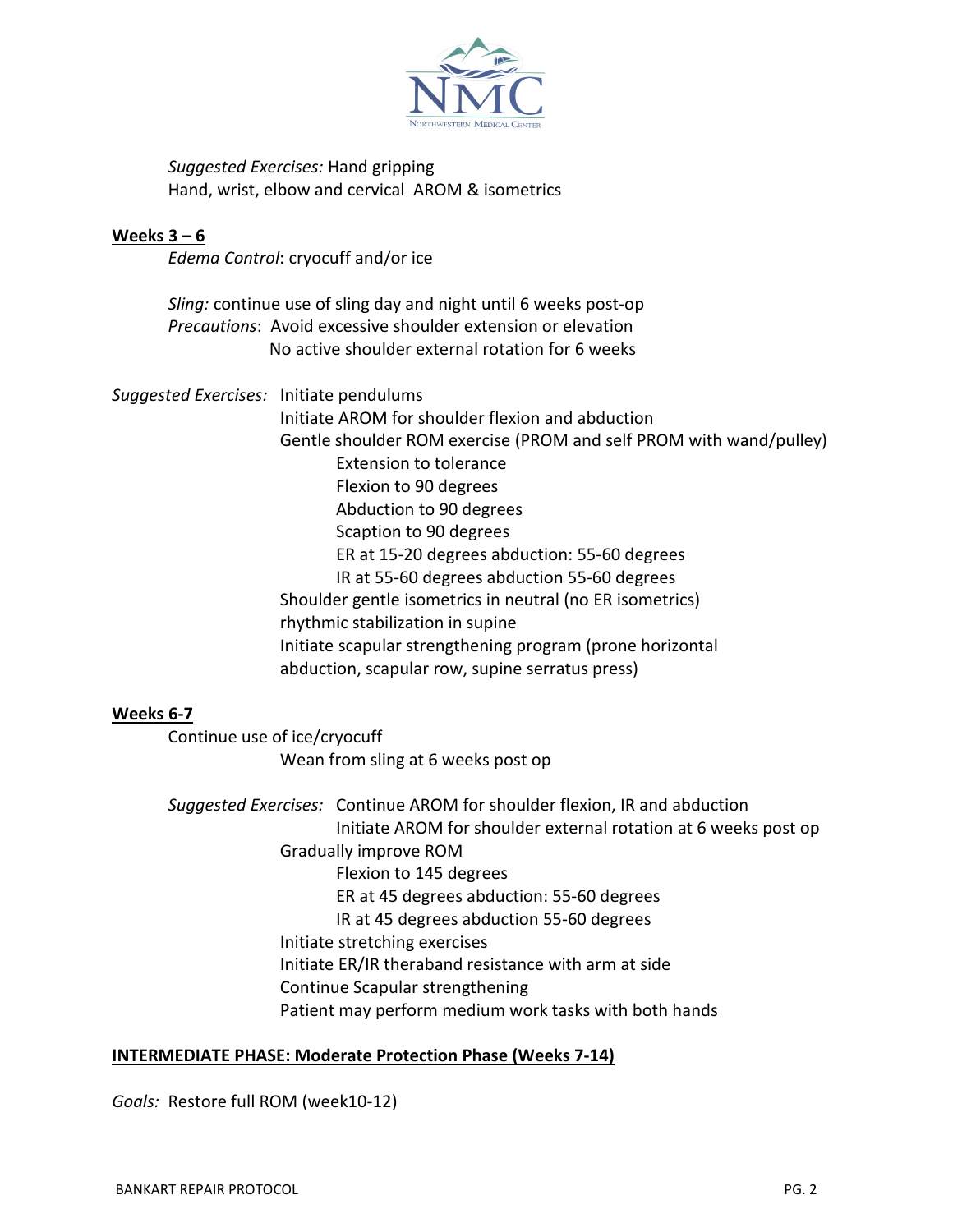*Suggested Exercises:* Hand gripping
Hand, wrist, elbow and cervical AROM & isometrics

**Weeks 3 – 6**

*Edema Control*: cryocuff and/or ice

*Sling:* continue use of sling day and night until 6 weeks post-op
*Precautions*: Avoid excessive shoulder extension or elevation
No active shoulder external rotation for 6 weeks

*Suggested Exercises:* Initiate pendulums

- Initiate AROM for shoulder flexion and abduction
- Gentle shoulder ROM exercise (PROM and self PROM with wand/pulley)
  - Extension to tolerance
  - Flexion to 90 degrees
  - Abduction to 90 degrees
  - Scaption to 90 degrees
  - ER at 15-20 degrees abduction: 55-60 degrees
  - IR at 55-60 degrees abduction 55-60 degrees
- Shoulder gentle isometrics in neutral (no ER isometrics)
- rhythmic stabilization in supine
- Initiate scapular strengthening program (prone horizontal abduction, scapular row, supine serratus press)

**Weeks 6-7**

Continue use of ice/cryocuff
Wean from sling at 6 weeks post op

*Suggested Exercises:* Continue AROM for shoulder flexion, IR and abduction
Initiate AROM for shoulder external rotation at 6 weeks post op

- Gradually improve ROM
  - Flexion to 145 degrees
  - ER at 45 degrees abduction: 55-60 degrees
  - IR at 45 degrees abduction 55-60 degrees
- Initiate stretching exercises
- Initiate ER/IR theraband resistance with arm at side
- Continue Scapular strengthening
- Patient may perform medium work tasks with both hands

**INTERMEDIATE PHASE: Moderate Protection Phase (Weeks 7-14)**

*Goals:* Restore full ROM (week10-12)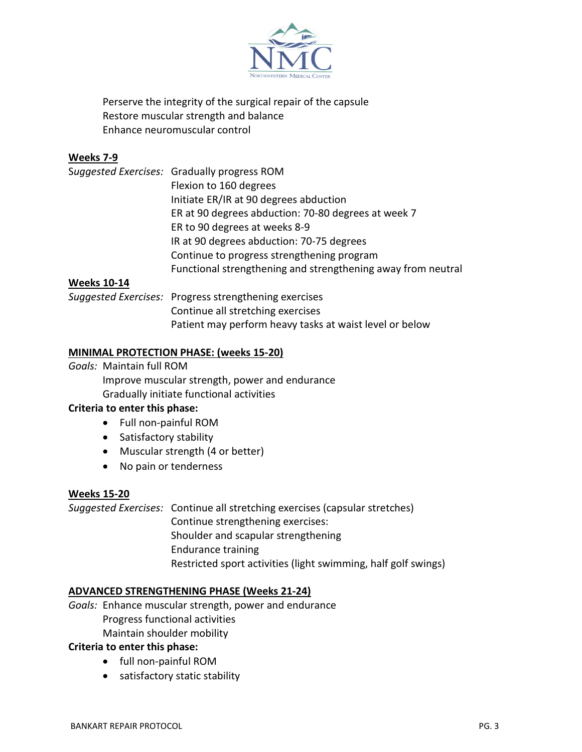Perserve the integrity of the surgical repair of the capsule
Restore muscular strength and balance
Enhance neuromuscular control

**Weeks 7-9**

*Suggested Exercises:* Gradually progress ROM
Flexion to 160 degrees
Initiate ER/IR at 90 degrees abduction
ER at 90 degrees abduction: 70-80 degrees at week 7
ER to 90 degrees at weeks 8-9
IR at 90 degrees abduction: 70-75 degrees
Continue to progress strengthening program
Functional strengthening and strengthening away from neutral

**Weeks 10-14**

*Suggested Exercises:* Progress strengthening exercises
Continue all stretching exercises
Patient may perform heavy tasks at waist level or below

**MINIMAL PROTECTION PHASE: (weeks 15-20)**

*Goals:* Maintain full ROM
Improve muscular strength, power and endurance
Gradually initiate functional activities

**Criteria to enter this phase:**

- Full non-painful ROM
- Satisfactory stability
- Muscular strength (4 or better)
- No pain or tenderness

**Weeks 15-20**

*Suggested Exercises:* Continue all stretching exercises (capsular stretches)
Continue strengthening exercises:
Shoulder and scapular strengthening
Endurance training
Restricted sport activities (light swimming, half golf swings)

**ADVANCED STRENGTHENING PHASE (Weeks 21-24)**

*Goals:* Enhance muscular strength, power and endurance
Progress functional activities
Maintain shoulder mobility

**Criteria to enter this phase:**

- full non-painful ROM
- satisfactory static stability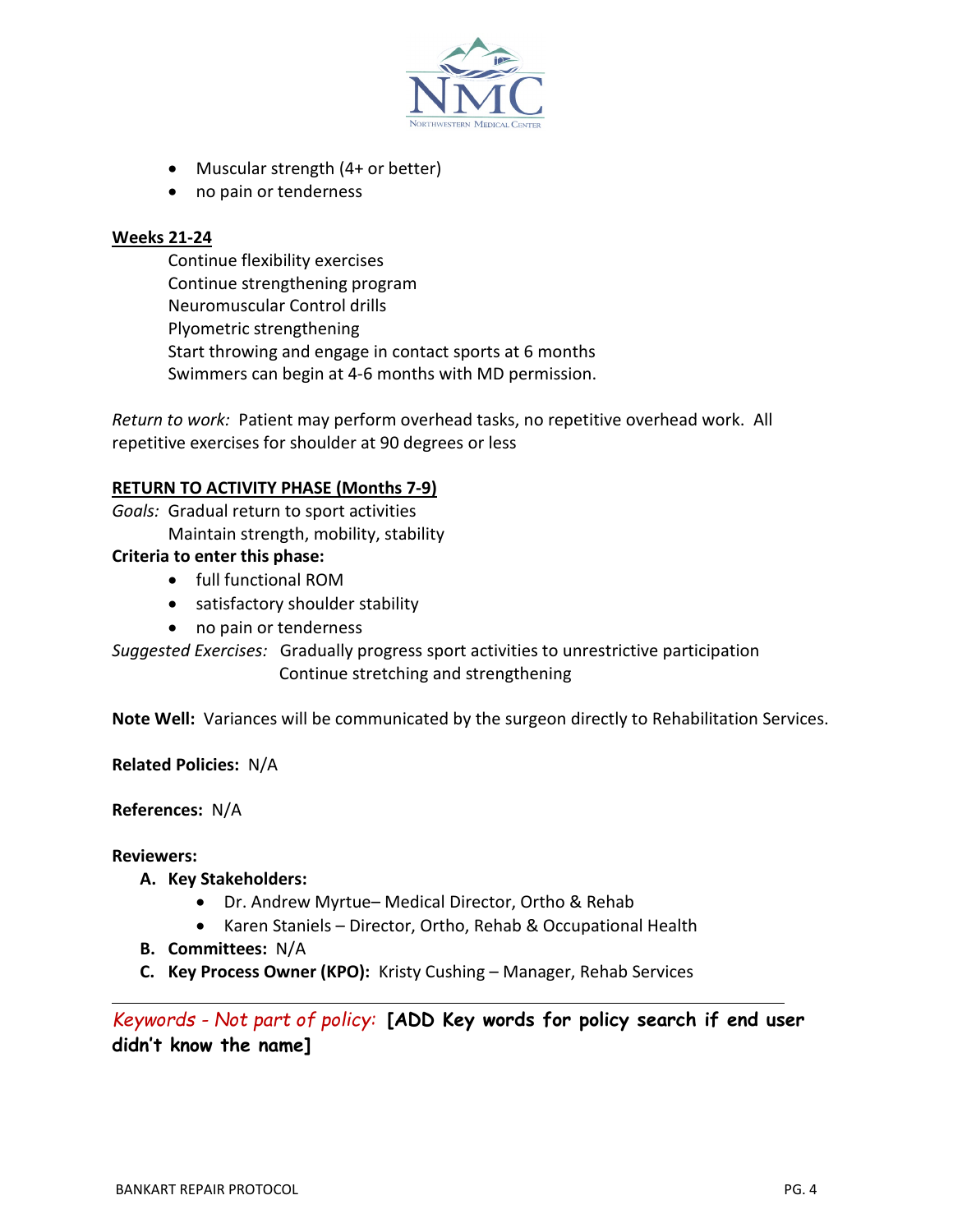- Muscular strength (4+ or better)
- no pain or tenderness

**Weeks 21-24**

Continue flexibility exercises
Continue strengthening program
Neuromuscular Control drills
Plyometric strengthening
Start throwing and engage in contact sports at 6 months
Swimmers can begin at 4-6 months with MD permission.

*Return to work:* Patient may perform overhead tasks, no repetitive overhead work. All repetitive exercises for shoulder at 90 degrees or less

**RETURN TO ACTIVITY PHASE (Months 7-9)**

*Goals:* Gradual return to sport activities
Maintain strength, mobility, stability

**Criteria to enter this phase:**

- full functional ROM
- satisfactory shoulder stability
- no pain or tenderness

*Suggested Exercises:* Gradually progress sport activities to unrestrictive participation
Continue stretching and strengthening

**Note Well:** Variances will be communicated by the surgeon directly to Rehabilitation Services.

**Related Policies:** N/A

**References:** N/A

**Reviewers:**

A. **Key Stakeholders:**
   - Dr. Andrew Myrtue– Medical Director, Ortho & Rehab
   - Karen Staniels – Director, Ortho, Rehab & Occupational Health
B. **Committees:** N/A
C. **Key Process Owner (KPO):** Kristy Cushing – Manager, Rehab Services

---

*Keywords - Not part of policy:* **[ADD Key words for policy search if end user didn't know the name]**